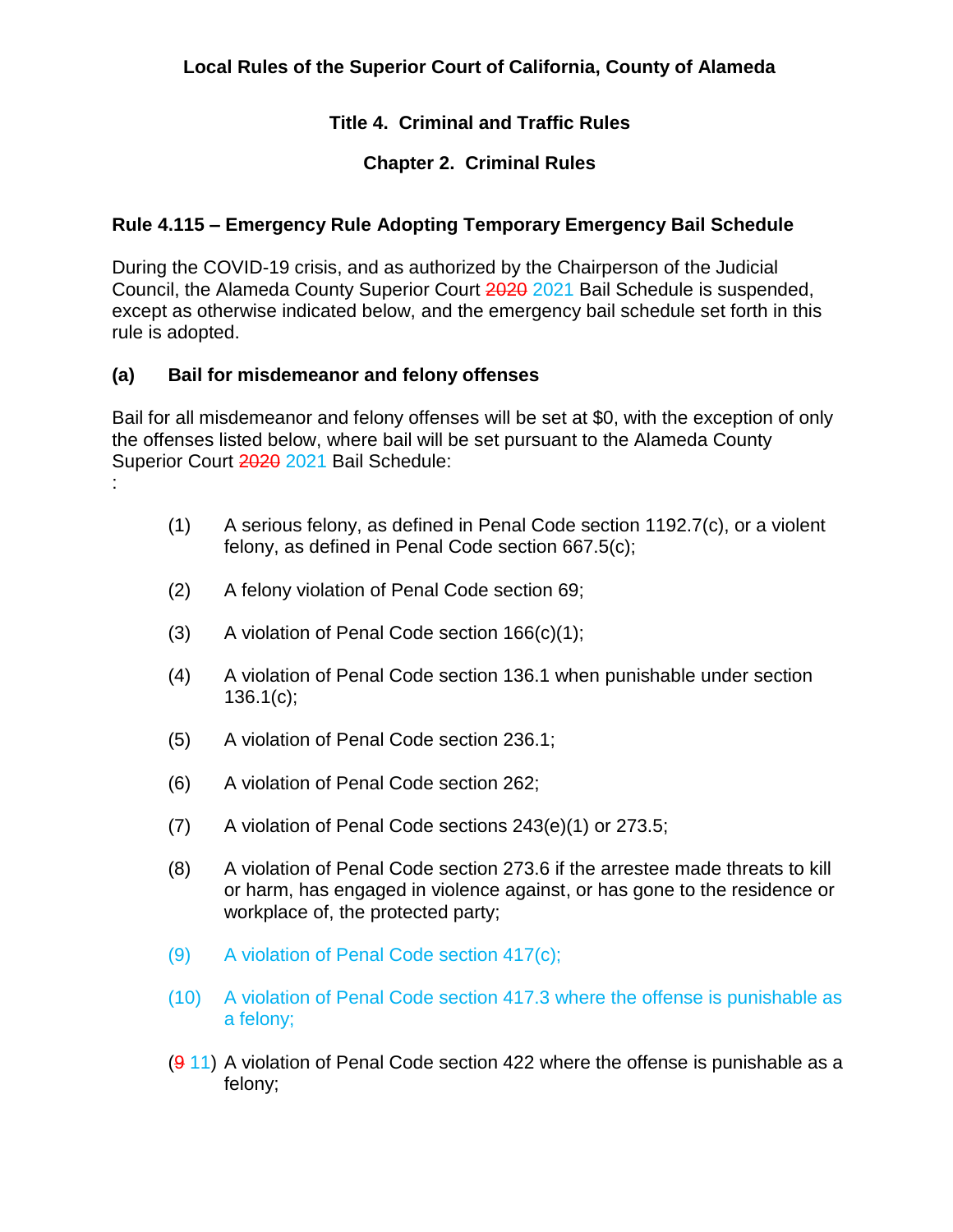# Local Rules of the Superior Court of California, County of Alameda

## Title 4. Criminal and Traffic Rules

## Chapter 2. Criminal Rules

### Rule 4.115 – Emergency Rule Adopting Temporary Emergency Bail Schedule

During the COVID-19 crisis, and as authorized by the Chairperson of the Judicial Council, the Alameda County Superior Court ~~2020~~ 2021 Bail Schedule is suspended, except as otherwise indicated below, and the emergency bail schedule set forth in this rule is adopted.

#### (a) Bail for misdemeanor and felony offenses

Bail for all misdemeanor and felony offenses will be set at $0, with the exception of only the offenses listed below, where bail will be set pursuant to the Alameda County Superior Court ~~2020~~ 2021 Bail Schedule:
:

(1) A serious felony, as defined in Penal Code section 1192.7(c), or a violent felony, as defined in Penal Code section 667.5(c);

(2) A felony violation of Penal Code section 69;

(3) A violation of Penal Code section 166(c)(1);

(4) A violation of Penal Code section 136.1 when punishable under section 136.1(c);

(5) A violation of Penal Code section 236.1;

(6) A violation of Penal Code section 262;

(7) A violation of Penal Code sections 243(e)(1) or 273.5;

(8) A violation of Penal Code section 273.6 if the arrestee made threats to kill or harm, has engaged in violence against, or has gone to the residence or workplace of, the protected party;

(9) A violation of Penal Code section 417(c);

(10) A violation of Penal Code section 417.3 where the offense is punishable as a felony;

(~~9~~ 11) A violation of Penal Code section 422 where the offense is punishable as a felony;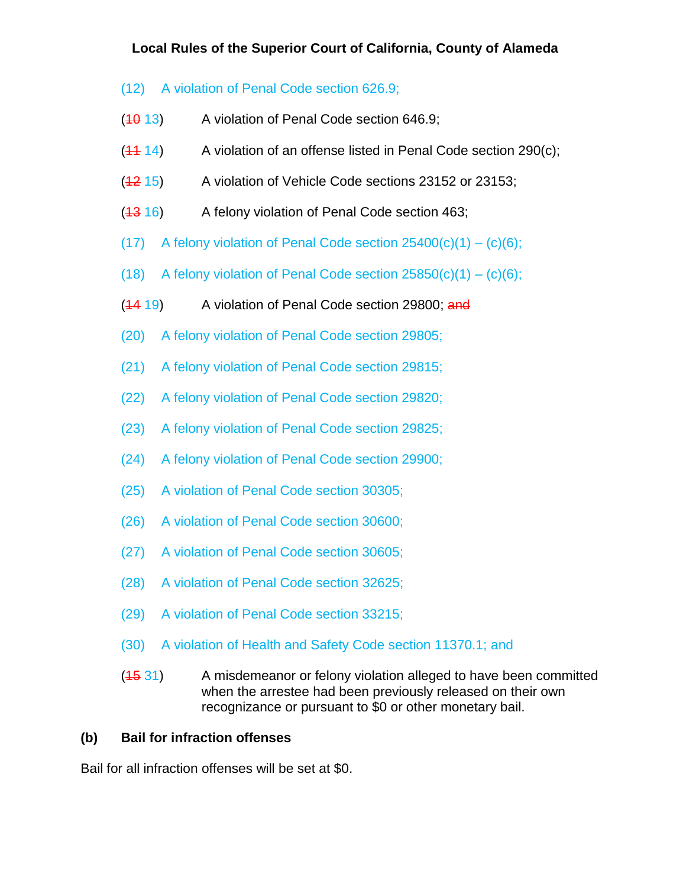(12) A violation of Penal Code section 626.9;

(~~10~~ 13) A violation of Penal Code section 646.9;

(~~11~~ 14) A violation of an offense listed in Penal Code section 290(c);

(~~12~~ 15) A violation of Vehicle Code sections 23152 or 23153;

(~~13~~ 16) A felony violation of Penal Code section 463;

(17) A felony violation of Penal Code section 25400(c)(1) – (c)(6);

(18) A felony violation of Penal Code section 25850(c)(1) – (c)(6);

(~~14~~ 19) A violation of Penal Code section 29800; ~~and~~

(20) A felony violation of Penal Code section 29805;

(21) A felony violation of Penal Code section 29815;

(22) A felony violation of Penal Code section 29820;

(23) A felony violation of Penal Code section 29825;

(24) A felony violation of Penal Code section 29900;

(25) A violation of Penal Code section 30305;

(26) A violation of Penal Code section 30600;

(27) A violation of Penal Code section 30605;

(28) A violation of Penal Code section 32625;

(29) A violation of Penal Code section 33215;

(30) A violation of Health and Safety Code section 11370.1; and

(~~15~~ 31) A misdemeanor or felony violation alleged to have been committed when the arrestee had been previously released on their own recognizance or pursuant to $0 or other monetary bail.

**(b) Bail for infraction offenses**

Bail for all infraction offenses will be set at $0.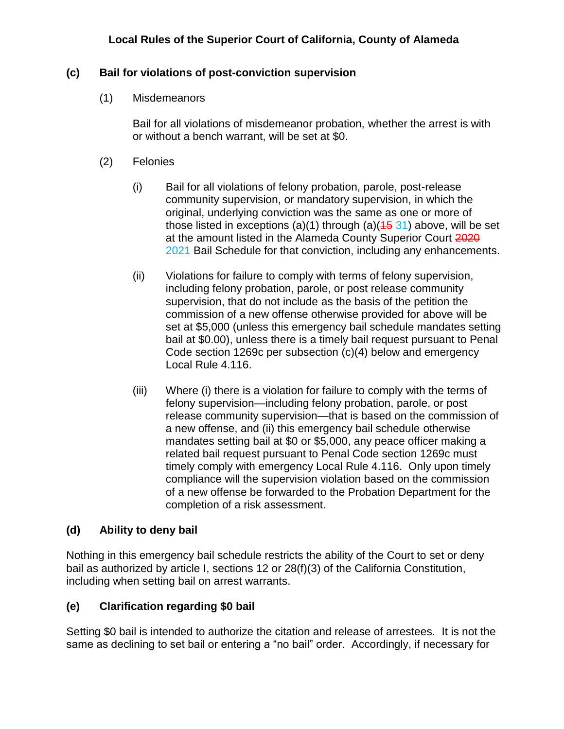### (c) Bail for violations of post-conviction supervision

(1) Misdemeanors

Bail for all violations of misdemeanor probation, whether the arrest is with or without a bench warrant, will be set at $0.

(2) Felonies

(i) Bail for all violations of felony probation, parole, post-release community supervision, or mandatory supervision, in which the original, underlying conviction was the same as one or more of those listed in exceptions (a)(1) through (a)(~~15~~ 31) above, will be set at the amount listed in the Alameda County Superior Court ~~2020~~ 2021 Bail Schedule for that conviction, including any enhancements.

(ii) Violations for failure to comply with terms of felony supervision, including felony probation, parole, or post release community supervision, that do not include as the basis of the petition the commission of a new offense otherwise provided for above will be set at $5,000 (unless this emergency bail schedule mandates setting bail at $0.00), unless there is a timely bail request pursuant to Penal Code section 1269c per subsection (c)(4) below and emergency Local Rule 4.116.

(iii) Where (i) there is a violation for failure to comply with the terms of felony supervision—including felony probation, parole, or post release community supervision—that is based on the commission of a new offense, and (ii) this emergency bail schedule otherwise mandates setting bail at $0 or $5,000, any peace officer making a related bail request pursuant to Penal Code section 1269c must timely comply with emergency Local Rule 4.116. Only upon timely compliance will the supervision violation based on the commission of a new offense be forwarded to the Probation Department for the completion of a risk assessment.

### (d) Ability to deny bail

Nothing in this emergency bail schedule restricts the ability of the Court to set or deny bail as authorized by article I, sections 12 or 28(f)(3) of the California Constitution, including when setting bail on arrest warrants.

### (e) Clarification regarding $0 bail

Setting $0 bail is intended to authorize the citation and release of arrestees. It is not the same as declining to set bail or entering a "no bail" order. Accordingly, if necessary for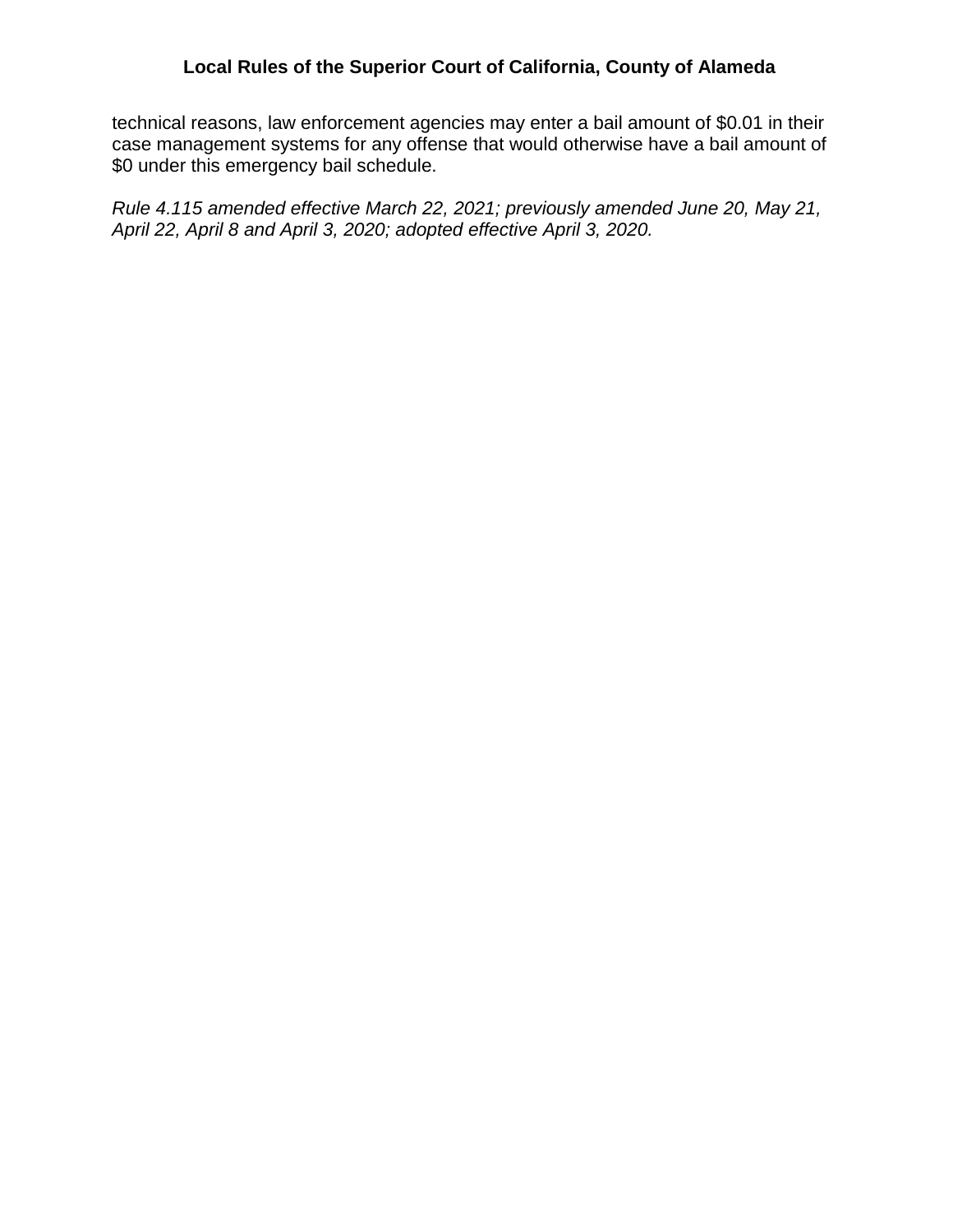technical reasons, law enforcement agencies may enter a bail amount of $0.01 in their case management systems for any offense that would otherwise have a bail amount of $0 under this emergency bail schedule.

*Rule 4.115 amended effective March 22, 2021; previously amended June 20, May 21, April 22, April 8 and April 3, 2020; adopted effective April 3, 2020.*